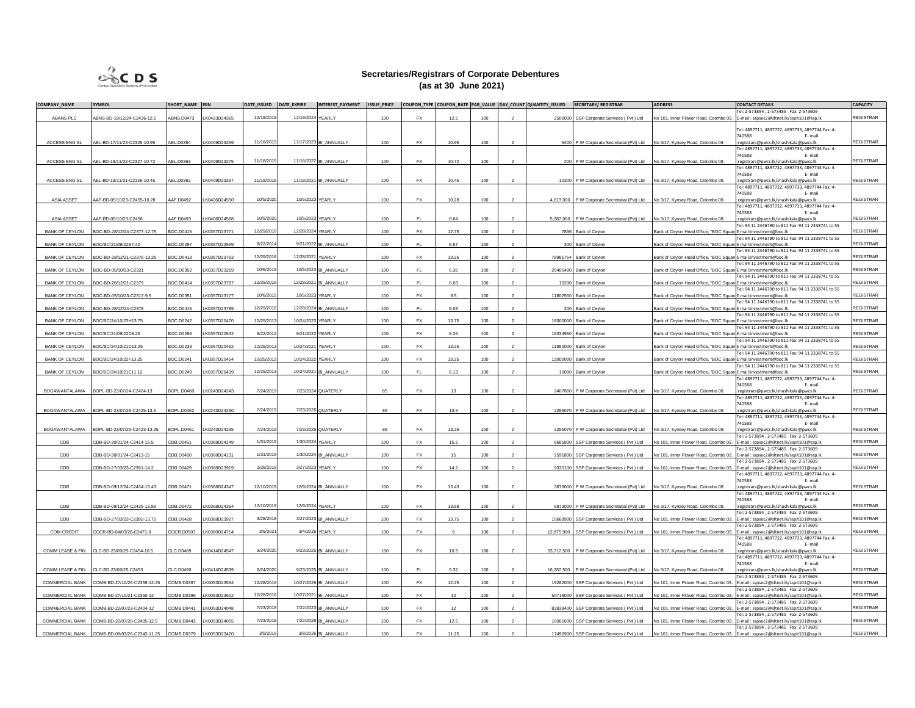# Secretaries/Registrars of Corporate Debentures
## (as at 30 June 2021)

| COMPANY_NAME | SYMBOL | SHORT_NAME | ISIN | DATE_ISSUED | DATE_EXPIRE | INTEREST_PAYMENT | ISSUE_PRICE | COUPON_TYPE | COUPON_RATE | PAR_VALUE | DAY_COUNT | QUANTITY_ISSUED | SECRETARY/ REGISTRAR | ADDRESS | CONTACT DETAILS | CAPACITY |
|---|---|---|---|---|---|---|---|---|---|---|---|---|---|---|---|---|
| ABANS PLC | ABNS-BD-19/12/24-C2436-12.5 | ABNS.D0473 | LK0423D24365 | 12/19/2019 | 12/19/2024 | YEARLY | 100 | FX | 12.5 | 100 | 2 | 2500000 | SSP Corporate Services ( Pvt ) Ltd | No 101, Inner Flower Road, Coombo 03. | Tel: 2-573894 , 2-573485 Fax: 2-573609 E-mail : sspsec2@sltnet.lk/sspit101@ssp.lk | REGISTRAR |
| ACCESS ENG SL | AEL-BD-17/11/23-C2325-10.95 | AEL.D0364 | LK0409D23259 | 11/18/2015 | 11/17/2023 | BI_ANNUALLY | 100 | FX | 10.95 | 100 | 2 | 5400 | P W Corporate Secretarial (Pvt) Ltd | No 3/17, Kynsey Road, Colombo 08. | Tel: 4897711, 4897722, 4897733, 4897744 Fax: 4-740588 E- mail :registrars@pwcs.lk/shashikala@pwcs.lk | REGISTRAR |
| ACCESS ENG SL | AEL-BD-18/11/22-C2327-10.72 | AEL.D0363 | LK0409D23275 | 11/18/2015 | 11/18/2022 | BI_ANNUALLY | 100 | FX | 10.72 | 100 | 2 | 200 | P W Corporate Secretarial (Pvt) Ltd | No 3/17, Kynsey Road, Colombo 08. | Tel: 4897711, 4897722, 4897733, 4897744 Fax: 4-740588 E- mail :registrars@pwcs.lk/shashikala@pwcs.lk | REGISTRAR |
| ACCESS ENG SL | AEL-BD-18/11/21-C2326-10.45 | AEL.D0362 | LK0409D23267 | 11/18/2015 | 11/18/2021 | BI_ANNUALLY | 100 | FX | 10.45 | 100 | 2 | 10300 | P W Corporate Secretarial (Pvt) Ltd | No 3/17, Kynsey Road, Colombo 08. | Tel: 4897711, 4897722, 4897733, 4897744 Fax: 4-740588 E- mail :registrars@pwcs.lk/shashikala@pwcs.lk | REGISTRAR |
| ASIA ASSET | AAF-BD-05/10/23-C2455-10.28 | AAF.D0492 | LK0406D24550 | 10/5/2020 | 10/5/2023 | YEARLY | 100 | FX | 10.28 | 100 | 2 | 4,613,000 | P W Corporate Secretarial (Pvt) Ltd | No 3/17, Kynsey Road, Colombo 08. | Tel: 4897711, 4897722, 4897733, 4897744 Fax: 4-740588 E- mail :registrars@pwcs.lk/shashikala@pwcs.lk | REGISTRAR |
| ASIA ASSET | AAF-BD-05/10/23-C2456 | AAF.D0493 | LK0406D24568 | 10/5/2020 | 10/5/2023 | YEARLY | 100 | FL | 8.64 | 100 | 2 | 5,387,000 | P W Corporate Secretarial (Pvt) Ltd | No 3/17, Kynsey Road, Colombo 08. | Tel: 4897711, 4897722, 4897733, 4897744 Fax: 4-740588 E- mail :registrars@pwcs.lk/shashikala@pwcs.lk | REGISTRAR |
| BANK OF CEYLON | BOC-BD-28/12/24-C2377-12.75 | BOC.D0415 | LK0357D23771 | 12/29/2016 | 12/28/2024 | YEARLY | 100 | FX | 12.75 | 100 | 2 | 7836 | Bank of Ceylon | Bank of Ceylon Head Office, "BOC Squar | Tel: 94 11 2446790 to 811 Fax: 94 11 2338741 to 55 E mail:investment@boc.lk | REGISTRAR |
| BANK OF CEYLON | BOC/BC/21/09/22E7.42 | BOC.D0297 | LK0357D22559 | 9/22/2014 | 9/21/2022 | BI_ANNUALLY | 100 | FL | 5.57 | 100 | 2 | 300 | Bank of Ceylon | Bank of Ceylon Head Office, "BOC Squar | Tel: 94 11 2446790 to 811 Fax: 94 11 2338741 to 55 E mail:investment@boc.lk | REGISTRAR |
| BANK OF CEYLON | BOC-BD-28/12/21-C2376-13.25 | BOC.D0413 | LK0357D23763 | 12/29/2016 | 12/28/2021 | YEARLY | 100 | FX | 13.25 | 100 | 2 | 79981764 | Bank of Ceylon | Bank of Ceylon Head Office, "BOC Squar | Tel: 94 11 2446790 to 811 Fax: 94 11 2338741 to 55 E mail:investment@boc.lk | REGISTRAR |
| BANK OF CEYLON | BOC-BD-05/10/23-C2321 | BOC.D0352 | LK0357D23219 | 10/6/2015 | 10/5/2023 | BI_ANNUALLY | 100 | FL | 6.35 | 100 | 2 | 20405480 | Bank of Ceylon | Bank of Ceylon Head Office, "BOC Squar | Tel: 94 11 2446790 to 811 Fax: 94 11 2338741 to 55 E mail:investment@boc.lk | REGISTRAR |
| BANK OF CEYLON | BOC-BD-28/12/21-C2379 | BOC.D0414 | LK0357D23797 | 12/29/2016 | 12/28/2021 | BI_ANNUALLY | 100 | FL | 6.03 | 100 | 2 | 10200 | Bank of Ceylon | Bank of Ceylon Head Office, "BOC Squar | Tel: 94 11 2446790 to 811 Fax: 94 11 2338741 to 55 E mail:investment@boc.lk | REGISTRAR |
| BANK OF CEYLON | BOC-BD-05/10/23-C2317-9.5 | BOC.D0351 | LK0357D23177 | 10/6/2015 | 10/5/2023 | YEARLY | 100 | FX | 9.5 | 100 | 2 | 11802560 | Bank of Ceylon | Bank of Ceylon Head Office, "BOC Squar | Tel: 94 11 2446790 to 811 Fax: 94 11 2338741 to 55 E mail:investment@boc.lk | REGISTRAR |
| BANK OF CEYLON | BOC-BD-28/12/24-C2378 | BOC.D0416 | LK0357D23789 | 12/29/2016 | 12/28/2024 | BI_ANNUALLY | 100 | FL | 6.03 | 100 | 2 | 200 | Bank of Ceylon | Bank of Ceylon Head Office, "BOC Squar | Tel: 94 11 2446790 to 811 Fax: 94 11 2338741 to 55 E mail:investment@boc.lk | REGISTRAR |
| BANK OF CEYLON | BOC/BC/24/10/23H13.75 | BOC.D0242 | LK0357D20470 | 10/25/2013 | 10/24/2023 | YEARLY | 100 | FX | 13.75 | 100 | 2 | 16000000 | Bank of Ceylon | Bank of Ceylon Head Office, "BOC Squar | Tel: 94 11 2446790 to 811 Fax: 94 11 2338741 to 55 E mail:investment@boc.lk | REGISTRAR |
| BANK OF CEYLON | BOC/BC/21/09/22D8.25 | BOC.D0296 | LK0357D22542 | 9/22/2014 | 9/21/2022 | YEARLY | 100 | FX | 8.25 | 100 | 2 | 18334950 | Bank of Ceylon | Bank of Ceylon Head Office, "BOC Squar | Tel: 94 11 2446790 to 811 Fax: 94 11 2338741 to 55 E mail:investment@boc.lk | REGISTRAR |
| BANK OF CEYLON | BOC/BC/24/10/21D13.25 | BOC.D0239 | LK0357D20462 | 10/25/2013 | 10/24/2021 | YEARLY | 100 | FX | 13.25 | 100 | 2 | 11990000 | Bank of Ceylon | Bank of Ceylon Head Office, "BOC Squar | Tel: 94 11 2446790 to 811 Fax: 94 11 2338741 to 55 E mail:investment@boc.lk | REGISTRAR |
| BANK OF CEYLON | BOC/BC/24/10/22F13.25 | BOC.D0241 | LK0357D20454 | 10/25/2013 | 10/24/2022 | YEARLY | 100 | FX | 13.25 | 100 | 2 | 12000000 | Bank of Ceylon | Bank of Ceylon Head Office, "BOC Squar | Tel: 94 11 2446790 to 811 Fax: 94 11 2338741 to 55 E mail:investment@boc.lk | REGISTRAR |
| BANK OF CEYLON | BOC/BC/24/10/21E11.12 | BOC.D0240 | LK0357D20439 | 10/25/2013 | 10/24/2021 | BI_ANNUALLY | 100 | FL | 6.13 | 100 | 2 | 10000 | Bank of Ceylon | Bank of Ceylon Head Office, "BOC Squar | Tel: 94 11 2446790 to 811 Fax: 94 11 2338741 to 55 E mail:investment@boc.lk | REGISTRAR |
| BOGAWANTALAWA | BOPL-BD-23/07/24-C2424-13 | BOPL.D0460 | LK0243D24243 | 7/24/2019 | 7/23/2024 | QUATERLY | 85 | FX | 13 | 100 | 2 | 2407860 | P W Corporate Secretarial (Pvt) Ltd | No 3/17, Kynsey Road, Colombo 08. | Tel: 4897711, 4897722, 4897733, 4897744 Fax: 4-740588 E- mail :registrars@pwcs.lk/shashikala@pwcs.lk | REGISTRAR |
| BOGAWANTALAWA | BOPL-BD-23/07/26-C2425-13.5 | BOPL.D0462 | LK0243D24250 | 7/24/2019 | 7/23/2026 | QUATERLY | 85 | FX | 13.5 | 100 | 2 | 2296070 | P W Corporate Secretarial (Pvt) Ltd | No 3/17, Kynsey Road, Colombo 08. | Tel: 4897711, 4897722, 4897733, 4897744 Fax: 4-740588 E- mail :registrars@pwcs.lk/shashikala@pwcs.lk | REGISTRAR |
| BOGAWANTALAWA | BOPL-BD-23/07/25-C2423-13.25 | BOPL.D0461 | LK0243D24235 | 7/24/2019 | 7/23/2025 | QUATERLY | 85 | FX | 13.25 | 100 | 2 | 2296070 | P W Corporate Secretarial (Pvt) Ltd | No 3/17, Kynsey Road, Colombo 08. | Tel: 4897711, 4897722, 4897733, 4897744 Fax: 4-740588 E- mail :registrars@pwcs.lk/shashikala@pwcs.lk | REGISTRAR |
| CDB | CDB-BD-30/01/24-C2414-15.5 | CDB.D0451 | LK0368D24149 | 1/31/2019 | 1/30/2024 | YEARLY | 100 | FX | 15.5 | 100 | 2 | 6685900 | SSP Corporate Services ( Pvt ) Ltd | No 101, Inner Flower Road, Coombo 03. | Tel: 2-573894 , 2-573485 Fax: 2-573609 E-mail : sspsec2@sltnet.lk/sspit101@ssp.lk | REGISTRAR |
| CDB | CDB-BD-30/01/24-C2413-15 | CDB.D0450 | LK0368D24131 | 1/31/2019 | 1/30/2024 | BI_ANNUALLY | 100 | FX | 15 | 100 | 2 | 2591800 | SSP Corporate Services ( Pvt ) Ltd | No 101, Inner Flower Road, Coombo 03. | Tel: 2-573894 , 2-573485 Fax: 2-573609 E-mail : sspsec2@sltnet.lk/sspit101@ssp.lk | REGISTRAR |
| CDB | CDB-BD-27/03/23-C2391-14.2 | CDB.D0429 | LK0368D23919 | 3/28/2018 | 3/27/2023 | YEARLY | 100 | FX | 14.2 | 100 | 2 | 9330100 | SSP Corporate Services ( Pvt ) Ltd | No 101, Inner Flower Road, Coombo 03. | Tel: 2-573894 , 2-573485 Fax: 2-573609 E-mail : sspsec2@sltnet.lk/sspit101@ssp.lk | REGISTRAR |
| CDB | CDB-BD-09/12/24-C2434-13.43 | CDB.D0471 | LK0368D24347 | 12/10/2019 | 12/9/2024 | BI_ANNUALLY | 100 | FX | 13.43 | 100 | 2 | 3879000 | P W Corporate Secretarial (Pvt) Ltd | No 3/17, Kynsey Road, Colombo 08. | Tel: 4897711, 4897722, 4897733, 4897744 Fax: 4-740588 E- mail :registrars@pwcs.lk/shashikala@pwcs.lk | REGISTRAR |
| CDB | CDB-BD-09/12/24-C2435-13.88 | CDB.D0472 | LK0368D24354 | 12/10/2019 | 12/9/2024 | YEARLY | 100 | FX | 13.88 | 100 | 2 | 6873000 | P W Corporate Secretarial (Pvt) Ltd | No 3/17, Kynsey Road, Colombo 08. | Tel: 4897711, 4897722, 4897733, 4897744 Fax: 4-740588 E- mail :registrars@pwcs.lk/shashikala@pwcs.lk | REGISTRAR |
| CDB | CDB-BD-27/03/23-C2392-13.75 | CDB.D0428 | LK0368D23927 | 3/28/2018 | 3/27/2023 | BI_ANNUALLY | 100 | FX | 13.75 | 100 | 2 | 10669900 | SSP Corporate Services ( Pvt ) Ltd | No 101, Inner Flower Road, Coombo 03. | Tel: 2-573894 , 2-573485 Fax: 2-573609 E-mail : sspsec2@sltnet.lk/sspit101@ssp.lk | REGISTRAR |
| COM.CREDIT | COCR-BD-04/03/26-C2471-9 | COCR.D0507 | LK0380D24714 | 3/5/2021 | 3/4/2026 | YEARLY | 100 | FX | 9 | 100 | 2 | 12,875,900 | SSP Corporate Services ( Pvt ) Ltd | No 101, Inner Flower Road, Coombo 03. | Tel: 2-573894 , 2-573485 Fax: 2-573609 E-mail : sspsec2@sltnet.lk/sspit101@ssp.lk | REGISTRAR |
| COMM LEASE & FIN | CLC-BD-23/09/25-C2454-10.5 | CLC.D0489 | LK0414D24547 | 9/24/2020 | 9/23/2025 | BI_ANNUALLY | 100 | FX | 10.5 | 100 | 2 | 33,712,500 | P W Corporate Secretarial (Pvt) Ltd | No 3/17, Kynsey Road, Colombo 08. | Tel: 4897711, 4897722, 4897733, 4897744 Fax: 4-740588 E- mail :registrars@pwcs.lk/shashikala@pwcs.lk | REGISTRAR |
| COMM LEASE & FIN | CLC-BD-23/09/25-C2453 | CLC.D0490 | LK0414D24539 | 9/24/2020 | 9/23/2025 | BI_ANNUALLY | 100 | FL | 9.32 | 100 | 2 | 16,287,500 | P W Corporate Secretarial (Pvt) Ltd | No 3/17, Kynsey Road, Colombo 08. | Tel: 4897711, 4897722, 4897733, 4897744 Fax: 4-740588 E- mail :registrars@pwcs.lk/shashikala@pwcs.lk | REGISTRAR |
| COMMERCIAL BANK | COMB-BD-27/10/26-C2359-12.25 | COMB.D0397 | LK0053D23594 | 10/28/2016 | 10/27/2026 | BI_ANNUALLY | 100 | FX | 12.25 | 100 | 2 | 19282000 | SSP Corporate Services ( Pvt ) Ltd | No 101, Inner Flower Road, Coombo 03. | Tel: 2-573894 , 2-573485 Fax: 2-573609 E-mail : sspsec2@sltnet.lk/sspit101@ssp.lk | REGISTRAR |
| COMMERCIAL BANK | COMB-BD-27/10/21-C2360-12 | COMB.D0396 | LK0053D23602 | 10/28/2016 | 10/27/2021 | BI_ANNUALLY | 100 | FX | 12 | 100 | 2 | 50718000 | SSP Corporate Services ( Pvt ) Ltd | No 101, Inner Flower Road, Coombo 03. | Tel: 2-573894 , 2-573485 Fax: 2-573609 E-mail : sspsec2@sltnet.lk/sspit101@ssp.lk | REGISTRAR |
| COMMERCIAL BANK | COMB-BD-22/07/23-C2404-12 | COMB.D0441 | LK0053D24048 | 7/23/2018 | 7/22/2023 | BI_ANNUALLY | 100 | FX | 12 | 100 | 2 | 83938400 | SSP Corporate Services ( Pvt ) Ltd | No 101, Inner Flower Road, Coombo 03. | Tel: 2-573894 , 2-573485 Fax: 2-573609 E-mail : sspsec2@sltnet.lk/sspit101@ssp.lk | REGISTRAR |
| COMMERCIAL BANK | COMB-BD-22/07/28-C2405-12.5 | COMB.D0442 | LK0053D24055 | 7/23/2018 | 7/22/2028 | BI_ANNUALLY | 100 | FX | 12.5 | 100 | 2 | 16061600 | SSP Corporate Services ( Pvt ) Ltd | No 101, Inner Flower Road, Coombo 03. | Tel: 2-573894 , 2-573485 Fax: 2-573609 E-mail : sspsec2@sltnet.lk/sspit101@ssp.lk | REGISTRAR |
| COMMERCIAL BANK | COMB-BD-08/03/26-C2342-11.25 | COMB.D0379 | LK0053D23420 | 3/9/2016 | 3/8/2026 | BI_ANNUALLY | 100 | FX | 11.25 | 100 | 2 | 17490900 | SSP Corporate Services ( Pvt ) Ltd | No 101, Inner Flower Road, Coombo 03. | Tel: 2-573894 , 2-573485 Fax: 2-573609 E-mail : sspsec2@sltnet.lk/sspit101@ssp.lk | REGISTRAR |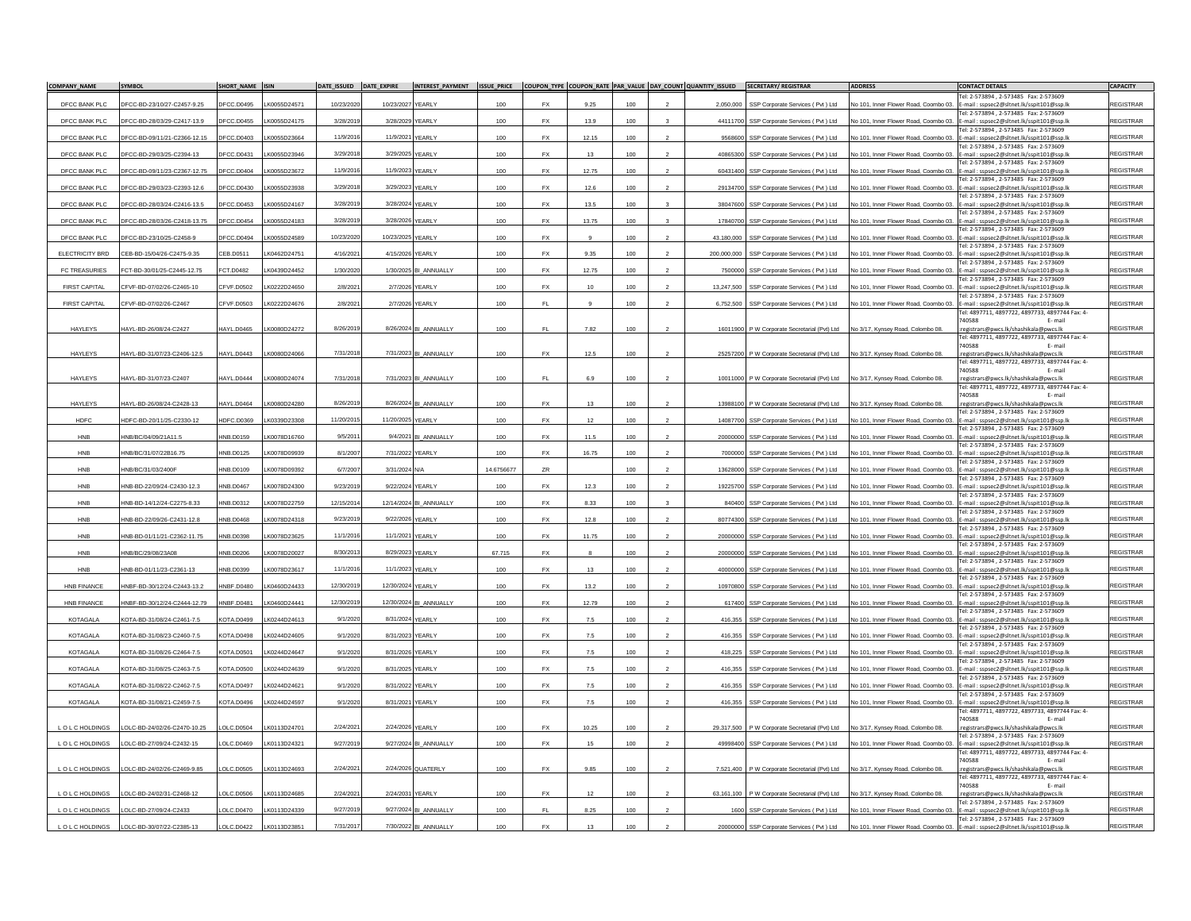| COMPANY_NAME | SYMBOL | SHORT_NAME | ISIN | DATE_ISSUED | DATE_EXPIRE | INTEREST_PAYMENT | ISSUE_PRICE | COUPON_TYPE | COUPON_RATE | PAR_VALUE | DAY_COUNT | QUANTITY_ISSUED | SECRETARY/ REGISTRAR | ADDRESS | CONTACT DETAILS | CAPACITY |
|---|---|---|---|---|---|---|---|---|---|---|---|---|---|---|---|---|
| DFCC BANK PLC | DFCC-BD-23/10/27-C2457-9.25 | DFCC.D0495 | LK0055D24571 | 10/23/2020 | 10/23/2027 | YEARLY | 100 | FX | 9.25 | 100 | 2 | 2,050,000 | SSP Corporate Services ( Pvt ) Ltd | No 101, Inner Flower Road, Coombo 03. | Tel: 2-573894 , 2-573485 Fax: 2-573609 E-mail : sspsec2@sltnet.lk/sspit101@ssp.lk | REGISTRAR |
| DFCC BANK PLC | DFCC-BD-28/03/29-C2417-13.9 | DFCC.D0455 | LK0055D24175 | 3/28/2019 | 3/28/2029 | YEARLY | 100 | FX | 13.9 | 100 | 3 | 44111700 | SSP Corporate Services ( Pvt ) Ltd | No 101, Inner Flower Road, Coombo 03. | Tel: 2-573894 , 2-573485 Fax: 2-573609 E-mail : sspsec2@sltnet.lk/sspit101@ssp.lk | REGISTRAR |
| DFCC BANK PLC | DFCC-BD-09/11/21-C2366-12.15 | DFCC.D0403 | LK0055D23664 | 11/9/2016 | 11/9/2021 | YEARLY | 100 | FX | 12.15 | 100 | 2 | 9568600 | SSP Corporate Services ( Pvt ) Ltd | No 101, Inner Flower Road, Coombo 03. | Tel: 2-573894 , 2-573485 Fax: 2-573609 E-mail : sspsec2@sltnet.lk/sspit101@ssp.lk | REGISTRAR |
| DFCC BANK PLC | DFCC-BD-29/03/25-C2394-13 | DFCC.D0431 | LK0055D23946 | 3/29/2018 | 3/29/2025 | YEARLY | 100 | FX | 13 | 100 | 2 | 40865300 | SSP Corporate Services ( Pvt ) Ltd | No 101, Inner Flower Road, Coombo 03. | Tel: 2-573894 , 2-573485 Fax: 2-573609 E-mail : sspsec2@sltnet.lk/sspit101@ssp.lk | REGISTRAR |
| DFCC BANK PLC | DFCC-BD-09/11/23-C2367-12.75 | DFCC.D0404 | LK0055D23672 | 11/9/2016 | 11/9/2023 | YEARLY | 100 | FX | 12.75 | 100 | 2 | 60431400 | SSP Corporate Services ( Pvt ) Ltd | No 101, Inner Flower Road, Coombo 03. | Tel: 2-573894 , 2-573485 Fax: 2-573609 E-mail : sspsec2@sltnet.lk/sspit101@ssp.lk | REGISTRAR |
| DFCC BANK PLC | DFCC-BD-29/03/23-C2393-12.6 | DFCC.D0430 | LK0055D23938 | 3/29/2018 | 3/29/2023 | YEARLY | 100 | FX | 12.6 | 100 | 2 | 29134700 | SSP Corporate Services ( Pvt ) Ltd | No 101, Inner Flower Road, Coombo 03. | Tel: 2-573894 , 2-573485 Fax: 2-573609 E-mail : sspsec2@sltnet.lk/sspit101@ssp.lk | REGISTRAR |
| DFCC BANK PLC | DFCC-BD-28/03/24-C2416-13.5 | DFCC.D0453 | LK0055D24167 | 3/28/2019 | 3/28/2024 | YEARLY | 100 | FX | 13.5 | 100 | 3 | 38047600 | SSP Corporate Services ( Pvt ) Ltd | No 101, Inner Flower Road, Coombo 03. | Tel: 2-573894 , 2-573485 Fax: 2-573609 E-mail : sspsec2@sltnet.lk/sspit101@ssp.lk | REGISTRAR |
| DFCC BANK PLC | DFCC-BD-28/03/26-C2418-13.75 | DFCC.D0454 | LK0055D24183 | 3/28/2019 | 3/28/2026 | YEARLY | 100 | FX | 13.75 | 100 | 3 | 17840700 | SSP Corporate Services ( Pvt ) Ltd | No 101, Inner Flower Road, Coombo 03. | Tel: 2-573894 , 2-573485 Fax: 2-573609 E-mail : sspsec2@sltnet.lk/sspit101@ssp.lk | REGISTRAR |
| DFCC BANK PLC | DFCC-BD-23/10/25-C2458-9 | DFCC.D0494 | LK0055D24589 | 10/23/2020 | 10/23/2025 | YEARLY | 100 | FX | 9 | 100 | 2 | 43,180,000 | SSP Corporate Services ( Pvt ) Ltd | No 101, Inner Flower Road, Coombo 03. | Tel: 2-573894 , 2-573485 Fax: 2-573609 E-mail : sspsec2@sltnet.lk/sspit101@ssp.lk | REGISTRAR |
| ELECTRICITY BRD | CEB-BD-15/04/26-C2475-9.35 | CEB.D0511 | LK0462D24751 | 4/16/2021 | 4/15/2026 | YEARLY | 100 | FX | 9.35 | 100 | 2 | 200,000,000 | SSP Corporate Services ( Pvt ) Ltd | No 101, Inner Flower Road, Coombo 03. | Tel: 2-573894 , 2-573485 Fax: 2-573609 E-mail : sspsec2@sltnet.lk/sspit101@ssp.lk | REGISTRAR |
| FC TREASURIES | FCT-BD-30/01/25-C2445-12.75 | FCT.D0482 | LK0439D24452 | 1/30/2020 | 1/30/2025 | BI_ANNUALLY | 100 | FX | 12.75 | 100 | 2 | 7500000 | SSP Corporate Services ( Pvt ) Ltd | No 101, Inner Flower Road, Coombo 03. | Tel: 2-573894 , 2-573485 Fax: 2-573609 E-mail : sspsec2@sltnet.lk/sspit101@ssp.lk | REGISTRAR |
| FIRST CAPITAL | CFVF-BD-07/02/26-C2465-10 | CFVF.D0502 | LK0222D24650 | 2/8/2021 | 2/7/2026 | YEARLY | 100 | FX | 10 | 100 | 2 | 13,247,500 | SSP Corporate Services ( Pvt ) Ltd | No 101, Inner Flower Road, Coombo 03. | Tel: 2-573894 , 2-573485 Fax: 2-573609 E-mail : sspsec2@sltnet.lk/sspit101@ssp.lk | REGISTRAR |
| FIRST CAPITAL | CFVF-BD-07/02/26-C2467 | CFVF.D0503 | LK0222D24676 | 2/8/2021 | 2/7/2026 | YEARLY | 100 | FL | 9 | 100 | 2 | 6,752,500 | SSP Corporate Services ( Pvt ) Ltd | No 101, Inner Flower Road, Coombo 03. | Tel: 2-573894 , 2-573485 Fax: 2-573609 E-mail : sspsec2@sltnet.lk/sspit101@ssp.lk | REGISTRAR |
| HAYLEYS | HAYL-BD-26/08/24-C2427 | HAYL.D0465 | LK0080D24272 | 8/26/2019 | 8/26/2024 | BI_ANNUALLY | 100 | FL | 7.82 | 100 | 2 | 16011900 | P W Corporate Secretarial (Pvt) Ltd | No 3/17, Kynsey Road, Colombo 08. | Tel: 4897711, 4897722, 4897733, 4897744 Fax: 4-740588 E- mail :registrars@pwcs.lk/shashikala@pwcs.lk | REGISTRAR |
| HAYLEYS | HAYL-BD-31/07/23-C2406-12.5 | HAYL.D0443 | LK0080D24066 | 7/31/2018 | 7/31/2023 | BI_ANNUALLY | 100 | FX | 12.5 | 100 | 2 | 25257200 | P W Corporate Secretarial (Pvt) Ltd | No 3/17, Kynsey Road, Colombo 08. | Tel: 4897711, 4897722, 4897733, 4897744 Fax: 4-740588 E- mail :registrars@pwcs.lk/shashikala@pwcs.lk | REGISTRAR |
| HAYLEYS | HAYL-BD-31/07/23-C2407 | HAYL.D0444 | LK0080D24074 | 7/31/2018 | 7/31/2023 | BI_ANNUALLY | 100 | FL | 6.9 | 100 | 2 | 10011000 | P W Corporate Secretarial (Pvt) Ltd | No 3/17, Kynsey Road, Colombo 08. | Tel: 4897711, 4897722, 4897733, 4897744 Fax: 4-740588 E- mail :registrars@pwcs.lk/shashikala@pwcs.lk | REGISTRAR |
| HAYLEYS | HAYL-BD-26/08/26-C2428-13 | HAYL.D0464 | LK0080D24280 | 8/26/2019 | 8/26/2024 | BI_ANNUALLY | 100 | FX | 13 | 100 | 2 | 13988100 | P W Corporate Secretarial (Pvt) Ltd | No 3/17, Kynsey Road, Colombo 08. | Tel: 4897711, 4897722, 4897733, 4897744 Fax: 4-740588 E- mail :registrars@pwcs.lk/shashikala@pwcs.lk | REGISTRAR |
| HDFC | HDFC-BD-20/11/25-C2330-12 | HDFC.D0369 | LK0339D23308 | 11/20/2015 | 11/20/2025 | YEARLY | 100 | FX | 12 | 100 | 2 | 14087700 | SSP Corporate Services ( Pvt ) Ltd | No 101, Inner Flower Road, Coombo 03. | Tel: 2-573894 , 2-573485 Fax: 2-573609 E-mail : sspsec2@sltnet.lk/sspit101@ssp.lk | REGISTRAR |
| HNB | HNB/BC/04/09/21A11.5 | HNB.D0159 | LK0078D16760 | 9/5/2011 | 9/4/2021 | BI_ANNUALLY | 100 | FX | 11.5 | 100 | 2 | 20000000 | SSP Corporate Services ( Pvt ) Ltd | No 101, Inner Flower Road, Coombo 03. | Tel: 2-573894 , 2-573485 Fax: 2-573609 E-mail : sspsec2@sltnet.lk/sspit101@ssp.lk | REGISTRAR |
| HNB | HNB/BC/31/07/22B16.75 | HNB.D0125 | LK0078D09939 | 8/1/2007 | 7/31/2022 | YEARLY | 100 | FX | 16.75 | 100 | 2 | 7000000 | SSP Corporate Services ( Pvt ) Ltd | No 101, Inner Flower Road, Coombo 03. | Tel: 2-573894 , 2-573485 Fax: 2-573609 E-mail : sspsec2@sltnet.lk/sspit101@ssp.lk | REGISTRAR |
| HNB | HNB/BC/31/03/2400F | HNB.D0109 | LK0078D09392 | 6/7/2007 | 3/31/2024 | N/A | 14.6756677 | ZR | | 100 | 2 | 13628000 | SSP Corporate Services ( Pvt ) Ltd | No 101, Inner Flower Road, Coombo 03. | Tel: 2-573894 , 2-573485 Fax: 2-573609 E-mail : sspsec2@sltnet.lk/sspit101@ssp.lk | REGISTRAR |
| HNB | HNB-BD-22/09/24-C2430-12.3 | HNB.D0467 | LK0078D24300 | 9/23/2019 | 9/22/2024 | YEARLY | 100 | FX | 12.3 | 100 | 2 | 19225700 | SSP Corporate Services ( Pvt ) Ltd | No 101, Inner Flower Road, Coombo 03. | Tel: 2-573894 , 2-573485 Fax: 2-573609 E-mail : sspsec2@sltnet.lk/sspit101@ssp.lk | REGISTRAR |
| HNB | HNB-BD-14/12/24-C2275-8.33 | HNB.D0312 | LK0078D22759 | 12/15/2014 | 12/14/2024 | BI_ANNUALLY | 100 | FX | 8.33 | 100 | 3 | 840400 | SSP Corporate Services ( Pvt ) Ltd | No 101, Inner Flower Road, Coombo 03. | Tel: 2-573894 , 2-573485 Fax: 2-573609 E-mail : sspsec2@sltnet.lk/sspit101@ssp.lk | REGISTRAR |
| HNB | HNB-BD-22/09/26-C2431-12.8 | HNB.D0468 | LK0078D24318 | 9/23/2019 | 9/22/2026 | YEARLY | 100 | FX | 12.8 | 100 | 2 | 80774300 | SSP Corporate Services ( Pvt ) Ltd | No 101, Inner Flower Road, Coombo 03. | Tel: 2-573894 , 2-573485 Fax: 2-573609 E-mail : sspsec2@sltnet.lk/sspit101@ssp.lk | REGISTRAR |
| HNB | HNB-BD-01/11/21-C2362-11.75 | HNB.D0398 | LK0078D23625 | 11/1/2016 | 11/1/2021 | YEARLY | 100 | FX | 11.75 | 100 | 2 | 20000000 | SSP Corporate Services ( Pvt ) Ltd | No 101, Inner Flower Road, Coombo 03. | Tel: 2-573894 , 2-573485 Fax: 2-573609 E-mail : sspsec2@sltnet.lk/sspit101@ssp.lk | REGISTRAR |
| HNB | HNB/BC/29/08/23A08 | HNB.D0206 | LK0078D20027 | 8/30/2013 | 8/29/2023 | YEARLY | 67.715 | FX | 8 | 100 | 2 | 20000000 | SSP Corporate Services ( Pvt ) Ltd | No 101, Inner Flower Road, Coombo 03. | Tel: 2-573894 , 2-573485 Fax: 2-573609 E-mail : sspsec2@sltnet.lk/sspit101@ssp.lk | REGISTRAR |
| HNB | HNB-BD-01/11/23-C2361-13 | HNB.D0399 | LK0078D23617 | 11/1/2016 | 11/1/2023 | YEARLY | 100 | FX | 13 | 100 | 2 | 40000000 | SSP Corporate Services ( Pvt ) Ltd | No 101, Inner Flower Road, Coombo 03. | Tel: 2-573894 , 2-573485 Fax: 2-573609 E-mail : sspsec2@sltnet.lk/sspit101@ssp.lk | REGISTRAR |
| HNB FINANCE | HNBF-BD-30/12/24-C2443-13.2 | HNBF.D0480 | LK0460D24433 | 12/30/2019 | 12/30/2024 | YEARLY | 100 | FX | 13.2 | 100 | 2 | 10970800 | SSP Corporate Services ( Pvt ) Ltd | No 101, Inner Flower Road, Coombo 03. | Tel: 2-573894 , 2-573485 Fax: 2-573609 E-mail : sspsec2@sltnet.lk/sspit101@ssp.lk | REGISTRAR |
| HNB FINANCE | HNBF-BD-30/12/24-C2444-12.79 | HNBF.D0481 | LK0460D24441 | 12/30/2019 | 12/30/2024 | BI_ANNUALLY | 100 | FX | 12.79 | 100 | 2 | 617400 | SSP Corporate Services ( Pvt ) Ltd | No 101, Inner Flower Road, Coombo 03. | Tel: 2-573894 , 2-573485 Fax: 2-573609 E-mail : sspsec2@sltnet.lk/sspit101@ssp.lk | REGISTRAR |
| KOTAGALA | KOTA-BD-31/08/24-C2461-7.5 | KOTA.D0499 | LK0244D24613 | 9/1/2020 | 8/31/2024 | YEARLY | 100 | FX | 7.5 | 100 | 2 | 416,355 | SSP Corporate Services ( Pvt ) Ltd | No 101, Inner Flower Road, Coombo 03. | Tel: 2-573894 , 2-573485 Fax: 2-573609 E-mail : sspsec2@sltnet.lk/sspit101@ssp.lk | REGISTRAR |
| KOTAGALA | KOTA-BD-31/08/23-C2460-7.5 | KOTA.D0498 | LK0244D24605 | 9/1/2020 | 8/31/2023 | YEARLY | 100 | FX | 7.5 | 100 | 2 | 416,355 | SSP Corporate Services ( Pvt ) Ltd | No 101, Inner Flower Road, Coombo 03. | Tel: 2-573894 , 2-573485 Fax: 2-573609 E-mail : sspsec2@sltnet.lk/sspit101@ssp.lk | REGISTRAR |
| KOTAGALA | KOTA-BD-31/08/26-C2464-7.5 | KOTA.D0501 | LK0244D24647 | 9/1/2020 | 8/31/2026 | YEARLY | 100 | FX | 7.5 | 100 | 2 | 418,225 | SSP Corporate Services ( Pvt ) Ltd | No 101, Inner Flower Road, Coombo 03. | Tel: 2-573894 , 2-573485 Fax: 2-573609 E-mail : sspsec2@sltnet.lk/sspit101@ssp.lk | REGISTRAR |
| KOTAGALA | KOTA-BD-31/08/25-C2463-7.5 | KOTA.D0500 | LK0244D24639 | 9/1/2020 | 8/31/2025 | YEARLY | 100 | FX | 7.5 | 100 | 2 | 416,355 | SSP Corporate Services ( Pvt ) Ltd | No 101, Inner Flower Road, Coombo 03. | Tel: 2-573894 , 2-573485 Fax: 2-573609 E-mail : sspsec2@sltnet.lk/sspit101@ssp.lk | REGISTRAR |
| KOTAGALA | KOTA-BD-31/08/22-C2462-7.5 | KOTA.D0497 | LK0244D24621 | 9/1/2020 | 8/31/2022 | YEARLY | 100 | FX | 7.5 | 100 | 2 | 416,355 | SSP Corporate Services ( Pvt ) Ltd | No 101, Inner Flower Road, Coombo 03. | Tel: 2-573894 , 2-573485 Fax: 2-573609 E-mail : sspsec2@sltnet.lk/sspit101@ssp.lk | REGISTRAR |
| KOTAGALA | KOTA-BD-31/08/21-C2459-7.5 | KOTA.D0496 | LK0244D24597 | 9/1/2020 | 8/31/2021 | YEARLY | 100 | FX | 7.5 | 100 | 2 | 416,355 | SSP Corporate Services ( Pvt ) Ltd | No 101, Inner Flower Road, Coombo 03. | Tel: 2-573894 , 2-573485 Fax: 2-573609 E-mail : sspsec2@sltnet.lk/sspit101@ssp.lk | REGISTRAR |
| L O L C HOLDINGS | LOLC-BD-24/02/26-C2470-10.25 | LOLC.D0504 | LK0113D24701 | 2/24/2021 | 2/24/2026 | YEARLY | 100 | FX | 10.25 | 100 | 2 | 29,317,500 | P W Corporate Secretarial (Pvt) Ltd | No 3/17, Kynsey Road, Colombo 08. | Tel: 4897711, 4897722, 4897733, 4897744 Fax: 4-740588 E- mail :registrars@pwcs.lk/shashikala@pwcs.lk | REGISTRAR |
| L O L C HOLDINGS | LOLC-BD-27/09/24-C2432-15 | LOLC.D0469 | LK0113D24321 | 9/27/2019 | 9/27/2024 | BI_ANNUALLY | 100 | FX | 15 | 100 | 2 | 49998400 | SSP Corporate Services ( Pvt ) Ltd | No 101, Inner Flower Road, Coombo 03. | Tel: 2-573894 , 2-573485 Fax: 2-573609 E-mail : sspsec2@sltnet.lk/sspit101@ssp.lk | REGISTRAR |
| L O L C HOLDINGS | LOLC-BD-24/02/26-C2469-9.85 | LOLC.D0505 | LK0113D24693 | 2/24/2021 | 2/24/2026 | QUATERLY | 100 | FX | 9.85 | 100 | 2 | 7,521,400 | P W Corporate Secretarial (Pvt) Ltd | No 3/17, Kynsey Road, Colombo 08. | Tel: 4897711, 4897722, 4897733, 4897744 Fax: 4-740588 E- mail :registrars@pwcs.lk/shashikala@pwcs.lk | REGISTRAR |
| L O L C HOLDINGS | LOLC-BD-24/02/31-C2468-12 | LOLC.D0506 | LK0113D24685 | 2/24/2021 | 2/24/2031 | YEARLY | 100 | FX | 12 | 100 | 2 | 63,161,100 | P W Corporate Secretarial (Pvt) Ltd | No 3/17, Kynsey Road, Colombo 08. | Tel: 4897711, 4897722, 4897733, 4897744 Fax: 4-740588 E- mail :registrars@pwcs.lk/shashikala@pwcs.lk | REGISTRAR |
| L O L C HOLDINGS | LOLC-BD-27/09/24-C2433 | LOLC.D0470 | LK0113D24339 | 9/27/2019 | 9/27/2024 | BI_ANNUALLY | 100 | FL | 8.25 | 100 | 2 | 1600 | SSP Corporate Services ( Pvt ) Ltd | No 101, Inner Flower Road, Coombo 03. | Tel: 2-573894 , 2-573485 Fax: 2-573609 E-mail : sspsec2@sltnet.lk/sspit101@ssp.lk | REGISTRAR |
| L O L C HOLDINGS | LOLC-BD-30/07/22-C2385-13 | LOLC.D0422 | LK0113D23851 | 7/31/2017 | 7/30/2022 | BI_ANNUALLY | 100 | FX | 13 | 100 | 2 | 20000000 | SSP Corporate Services ( Pvt ) Ltd | No 101, Inner Flower Road, Coombo 03. | Tel: 2-573894 , 2-573485 Fax: 2-573609 E-mail : sspsec2@sltnet.lk/sspit101@ssp.lk | REGISTRAR |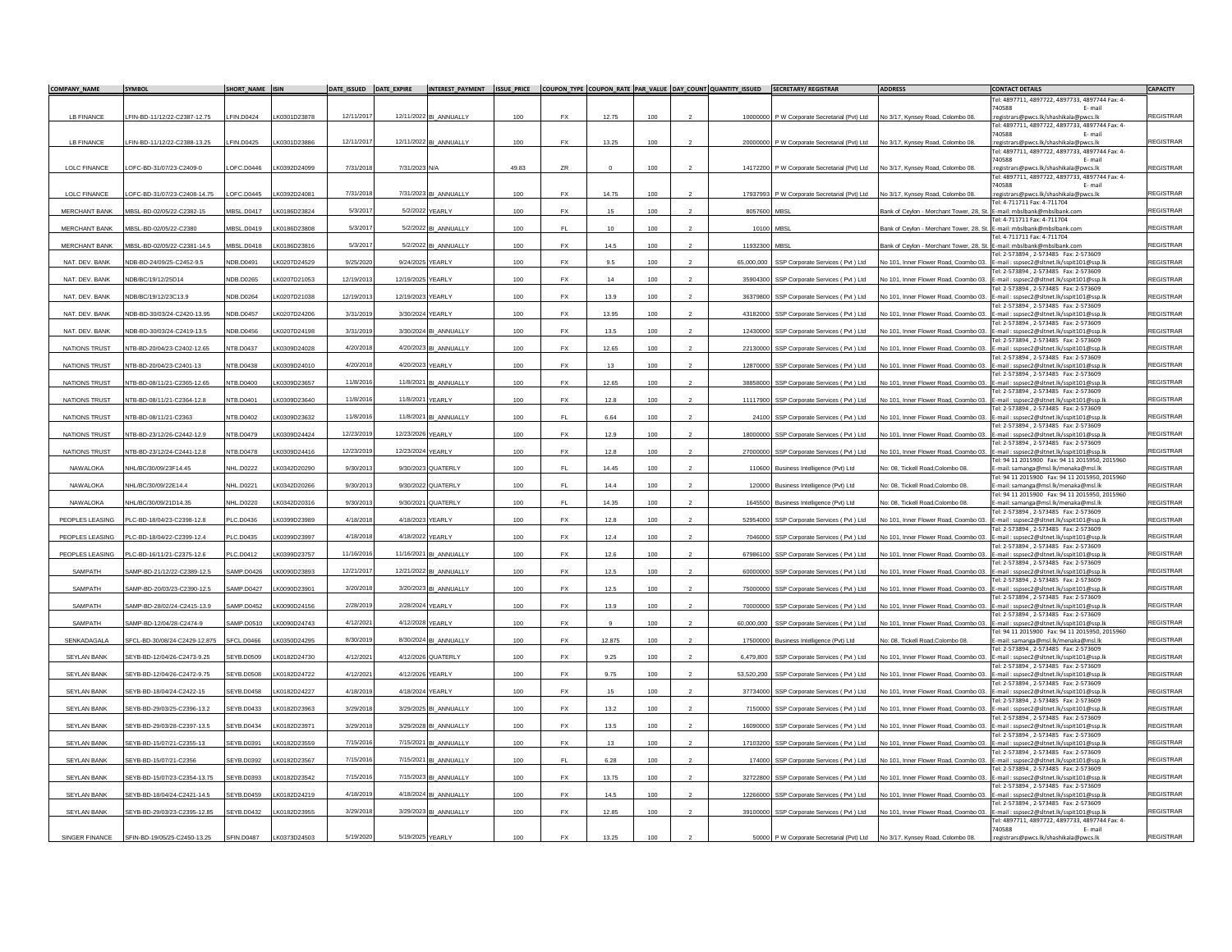| COMPANY_NAME | SYMBOL | SHORT_NAME | ISIN | DATE_ISSUED | DATE_EXPIRE | INTEREST_PAYMENT | ISSUE_PRICE | COUPON_TYPE | COUPON_RATE | PAR_VALUE | DAY_COUNT | QUANTITY_ISSUED | SECRETARY/ REGISTRAR | ADDRESS | CONTACT DETAILS | CAPACITY |
|---|---|---|---|---|---|---|---|---|---|---|---|---|---|---|---|---|
| LB FINANCE | LFIN-BD-11/12/22-C2387-12.75 | LFIN.D0424 | LK0301D23878 | 12/11/2017 | 12/11/2022 | BI_ANNUALLY | 100 | FX | 12.75 | 100 | 2 | 10000000 | P W Corporate Secretarial (Pvt) Ltd | No 3/17, Kynsey Road, Colombo 08. | Tel: 4897711, 4897722, 4897733, 4897744 Fax: 4-740588 E- mail :registrars@pwcs.lk/shashikala@pwcs.lk | REGISTRAR |
| LB FINANCE | LFIN-BD-11/12/22-C2388-13.25 | LFIN.D0425 | LK0301D23886 | 12/11/2017 | 12/11/2022 | BI_ANNUALLY | 100 | FX | 13.25 | 100 | 2 | 20000000 | P W Corporate Secretarial (Pvt) Ltd | No 3/17, Kynsey Road, Colombo 08. | Tel: 4897711, 4897722, 4897733, 4897744 Fax: 4-740588 E- mail :registrars@pwcs.lk/shashikala@pwcs.lk | REGISTRAR |
| LOLC FINANCE | LOFC-BD-31/07/23-C2409-0 | LOFC.D0446 | LK0392D24099 | 7/31/2018 | 7/31/2023 | N/A | 49.83 | ZR | 0 | 100 | 2 | 14172200 | P W Corporate Secretarial (Pvt) Ltd | No 3/17, Kynsey Road, Colombo 08. | Tel: 4897711, 4897722, 4897733, 4897744 Fax: 4-740588 E- mail :registrars@pwcs.lk/shashikala@pwcs.lk | REGISTRAR |
| LOLC FINANCE | LOFC-BD-31/07/23-C2408-14.75 | LOFC.D0445 | LK0392D24081 | 7/31/2018 | 7/31/2023 | BI_ANNUALLY | 100 | FX | 14.75 | 100 | 2 | 17937993 | P W Corporate Secretarial (Pvt) Ltd | No 3/17, Kynsey Road, Colombo 08. | Tel: 4897711, 4897722, 4897733, 4897744 Fax: 4-740588 E- mail :registrars@pwcs.lk/shashikala@pwcs.lk | REGISTRAR |
| MERCHANT BANK | MBSL-BD-02/05/22-C2382-15 | MBSL.D0417 | LK0186D23824 | 5/3/2017 | 5/2/2022 | YEARLY | 100 | FX | 15 | 100 | 2 | 8057600 | MBSL | Bank of Ceylon - Merchant Tower, 28, St. | Tel: 4-711711 Fax: 4-711704 E-mail: mbslbank@mbslbank.com | REGISTRAR |
| MERCHANT BANK | MBSL-BD-02/05/22-C2380 | MBSL.D0419 | LK0186D23808 | 5/3/2017 | 5/2/2022 | BI_ANNUALLY | 100 | FL | 10 | 100 | 2 | 10100 | MBSL | Bank of Ceylon - Merchant Tower, 28, St. | Tel: 4-711711 Fax: 4-711704 E-mail: mbslbank@mbslbank.com | REGISTRAR |
| MERCHANT BANK | MBSL-BD-02/05/22-C2381-14.5 | MBSL.D0418 | LK0186D23816 | 5/3/2017 | 5/2/2022 | BI_ANNUALLY | 100 | FX | 14.5 | 100 | 2 | 11932300 | MBSL | Bank of Ceylon - Merchant Tower, 28, St. | Tel: 4-711711 Fax: 4-711704 E-mail: mbslbank@mbslbank.com | REGISTRAR |
| NAT. DEV. BANK | NDB-BD-24/09/25-C2452-9.5 | NDB.D0491 | LK0207D24529 | 9/25/2020 | 9/24/2025 | YEARLY | 100 | FX | 9.5 | 100 | 2 | 65,000,000 | SSP Corporate Services ( Pvt ) Ltd | No 101, Inner Flower Road, Coombo 03. | Tel: 2-573894 , 2-573485 Fax: 2-573609 E-mail : sspsec2@sltnet.lk/sspit101@ssp.lk | REGISTRAR |
| NAT. DEV. BANK | NDB/BC/19/12/25D14 | NDB.D0265 | LK0207D21053 | 12/19/2013 | 12/19/2025 | YEARLY | 100 | FX | 14 | 100 | 2 | 35904300 | SSP Corporate Services ( Pvt ) Ltd | No 101, Inner Flower Road, Coombo 03. | Tel: 2-573894 , 2-573485 Fax: 2-573609 E-mail : sspsec2@sltnet.lk/sspit101@ssp.lk | REGISTRAR |
| NAT. DEV. BANK | NDB/BC/19/12/23C13.9 | NDB.D0264 | LK0207D21038 | 12/19/2013 | 12/19/2023 | YEARLY | 100 | FX | 13.9 | 100 | 2 | 36379800 | SSP Corporate Services ( Pvt ) Ltd | No 101, Inner Flower Road, Coombo 03. | Tel: 2-573894 , 2-573485 Fax: 2-573609 E-mail : sspsec2@sltnet.lk/sspit101@ssp.lk | REGISTRAR |
| NAT. DEV. BANK | NDB-BD-30/03/24-C2420-13.95 | NDB.D0457 | LK0207D24206 | 3/31/2019 | 3/30/2024 | YEARLY | 100 | FX | 13.95 | 100 | 2 | 43182000 | SSP Corporate Services ( Pvt ) Ltd | No 101, Inner Flower Road, Coombo 03. | Tel: 2-573894 , 2-573485 Fax: 2-573609 E-mail : sspsec2@sltnet.lk/sspit101@ssp.lk | REGISTRAR |
| NAT. DEV. BANK | NDB-BD-30/03/24-C2419-13.5 | NDB.D0456 | LK0207D24198 | 3/31/2019 | 3/30/2024 | BI_ANNUALLY | 100 | FX | 13.5 | 100 | 2 | 12430000 | SSP Corporate Services ( Pvt ) Ltd | No 101, Inner Flower Road, Coombo 03. | Tel: 2-573894 , 2-573485 Fax: 2-573609 E-mail : sspsec2@sltnet.lk/sspit101@ssp.lk | REGISTRAR |
| NATIONS TRUST | NTB-BD-20/04/23-C2402-12.65 | NTB.D0437 | LK0309D24028 | 4/20/2018 | 4/20/2023 | BI_ANNUALLY | 100 | FX | 12.65 | 100 | 2 | 22130000 | SSP Corporate Services ( Pvt ) Ltd | No 101, Inner Flower Road, Coombo 03. | Tel: 2-573894 , 2-573485 Fax: 2-573609 E-mail : sspsec2@sltnet.lk/sspit101@ssp.lk | REGISTRAR |
| NATIONS TRUST | NTB-BD-20/04/23-C2401-13 | NTB.D0438 | LK0309D24010 | 4/20/2018 | 4/20/2023 | YEARLY | 100 | FX | 13 | 100 | 2 | 12870000 | SSP Corporate Services ( Pvt ) Ltd | No 101, Inner Flower Road, Coombo 03. | Tel: 2-573894 , 2-573485 Fax: 2-573609 E-mail : sspsec2@sltnet.lk/sspit101@ssp.lk | REGISTRAR |
| NATIONS TRUST | NTB-BD-08/11/21-C2365-12.65 | NTB.D0400 | LK0309D23657 | 11/8/2016 | 11/8/2021 | BI_ANNUALLY | 100 | FX | 12.65 | 100 | 2 | 38858000 | SSP Corporate Services ( Pvt ) Ltd | No 101, Inner Flower Road, Coombo 03. | Tel: 2-573894 , 2-573485 Fax: 2-573609 E-mail : sspsec2@sltnet.lk/sspit101@ssp.lk | REGISTRAR |
| NATIONS TRUST | NTB-BD-08/11/21-C2364-12.8 | NTB.D0401 | LK0309D23640 | 11/8/2016 | 11/8/2021 | YEARLY | 100 | FX | 12.8 | 100 | 2 | 11117900 | SSP Corporate Services ( Pvt ) Ltd | No 101, Inner Flower Road, Coombo 03. | Tel: 2-573894 , 2-573485 Fax: 2-573609 E-mail : sspsec2@sltnet.lk/sspit101@ssp.lk | REGISTRAR |
| NATIONS TRUST | NTB-BD-08/11/21-C2363 | NTB.D0402 | LK0309D23632 | 11/8/2016 | 11/8/2021 | BI_ANNUALLY | 100 | FL | 6.64 | 100 | 2 | 24100 | SSP Corporate Services ( Pvt ) Ltd | No 101, Inner Flower Road, Coombo 03. | Tel: 2-573894 , 2-573485 Fax: 2-573609 E-mail : sspsec2@sltnet.lk/sspit101@ssp.lk | REGISTRAR |
| NATIONS TRUST | NTB-BD-23/12/26-C2442-12.9 | NTB.D0479 | LK0309D24424 | 12/23/2019 | 12/23/2026 | YEARLY | 100 | FX | 12.9 | 100 | 2 | 18000000 | SSP Corporate Services ( Pvt ) Ltd | No 101, Inner Flower Road, Coombo 03. | Tel: 2-573894 , 2-573485 Fax: 2-573609 E-mail : sspsec2@sltnet.lk/sspit101@ssp.lk | REGISTRAR |
| NATIONS TRUST | NTB-BD-23/12/24-C2441-12.8 | NTB.D0478 | LK0309D24416 | 12/23/2019 | 12/23/2024 | YEARLY | 100 | FX | 12.8 | 100 | 2 | 27000000 | SSP Corporate Services ( Pvt ) Ltd | No 101, Inner Flower Road, Coombo 03. | Tel: 2-573894 , 2-573485 Fax: 2-573609 E-mail : sspsec2@sltnet.lk/sspit101@ssp.lk | REGISTRAR |
| NAWALOKA | NHL/BC/30/09/23F14.45 | NHL.D0222 | LK0342D20290 | 9/30/2013 | 9/30/2023 | QUATERLY | 100 | FL | 14.45 | 100 | 2 | 110600 | Business Intelligence (Pvt) Ltd | No: 08, Tickell Road,Colombo 08. | Tel: 94 11 2015900 Fax: 94 11 2015950, 2015960 E-mail: samanga@msl.lk/menaka@msl.lk | REGISTRAR |
| NAWALOKA | NHL/BC/30/09/22E14.4 | NHL.D0221 | LK0342D20266 | 9/30/2013 | 9/30/2022 | QUATERLY | 100 | FL | 14.4 | 100 | 2 | 120000 | Business Intelligence (Pvt) Ltd | No: 08, Tickell Road,Colombo 08. | Tel: 94 11 2015900 Fax: 94 11 2015950, 2015960 E-mail: samanga@msl.lk/menaka@msl.lk | REGISTRAR |
| NAWALOKA | NHL/BC/30/09/21D14.35 | NHL.D0220 | LK0342D20316 | 9/30/2013 | 9/30/2021 | QUATERLY | 100 | FL | 14.35 | 100 | 2 | 1645500 | Business Intelligence (Pvt) Ltd | No: 08, Tickell Road,Colombo 08. | Tel: 94 11 2015900 Fax: 94 11 2015950, 2015960 E-mail: samanga@msl.lk/menaka@msl.lk | REGISTRAR |
| PEOPLES LEASING | PLC-BD-18/04/23-C2398-12.8 | PLC.D0436 | LK0399D23989 | 4/18/2018 | 4/18/2023 | YEARLY | 100 | FX | 12.8 | 100 | 2 | 52954000 | SSP Corporate Services ( Pvt ) Ltd | No 101, Inner Flower Road, Coombo 03. | Tel: 2-573894 , 2-573485 Fax: 2-573609 E-mail : sspsec2@sltnet.lk/sspit101@ssp.lk | REGISTRAR |
| PEOPLES LEASING | PLC-BD-18/04/22-C2399-12.4 | PLC.D0435 | LK0399D23997 | 4/18/2018 | 4/18/2022 | YEARLY | 100 | FX | 12.4 | 100 | 2 | 7046000 | SSP Corporate Services ( Pvt ) Ltd | No 101, Inner Flower Road, Coombo 03. | Tel: 2-573894 , 2-573485 Fax: 2-573609 E-mail : sspsec2@sltnet.lk/sspit101@ssp.lk | REGISTRAR |
| PEOPLES LEASING | PLC-BD-16/11/21-C2375-12.6 | PLC.D0412 | LK0399D23757 | 11/16/2016 | 11/16/2021 | BI_ANNUALLY | 100 | FX | 12.6 | 100 | 2 | 67986100 | SSP Corporate Services ( Pvt ) Ltd | No 101, Inner Flower Road, Coombo 03. | Tel: 2-573894 , 2-573485 Fax: 2-573609 E-mail : sspsec2@sltnet.lk/sspit101@ssp.lk | REGISTRAR |
| SAMPATH | SAMP-BD-21/12/22-C2389-12.5 | SAMP.D0426 | LK0090D23893 | 12/21/2017 | 12/21/2022 | BI_ANNUALLY | 100 | FX | 12.5 | 100 | 2 | 60000000 | SSP Corporate Services ( Pvt ) Ltd | No 101, Inner Flower Road, Coombo 03. | Tel: 2-573894 , 2-573485 Fax: 2-573609 E-mail : sspsec2@sltnet.lk/sspit101@ssp.lk | REGISTRAR |
| SAMPATH | SAMP-BD-20/03/23-C2390-12.5 | SAMP.D0427 | LK0090D23901 | 3/20/2018 | 3/20/2023 | BI_ANNUALLY | 100 | FX | 12.5 | 100 | 2 | 75000000 | SSP Corporate Services ( Pvt ) Ltd | No 101, Inner Flower Road, Coombo 03. | Tel: 2-573894 , 2-573485 Fax: 2-573609 E-mail : sspsec2@sltnet.lk/sspit101@ssp.lk | REGISTRAR |
| SAMPATH | SAMP-BD-28/02/24-C2415-13.9 | SAMP.D0452 | LK0090D24156 | 2/28/2019 | 2/28/2024 | YEARLY | 100 | FX | 13.9 | 100 | 2 | 70000000 | SSP Corporate Services ( Pvt ) Ltd | No 101, Inner Flower Road, Coombo 03. | Tel: 2-573894 , 2-573485 Fax: 2-573609 E-mail : sspsec2@sltnet.lk/sspit101@ssp.lk | REGISTRAR |
| SAMPATH | SAMP-BD-12/04/28-C2474-9 | SAMP.D0510 | LK0090D24743 | 4/12/2021 | 4/12/2028 | YEARLY | 100 | FX | 9 | 100 | 2 | 60,000,000 | SSP Corporate Services ( Pvt ) Ltd | No 101, Inner Flower Road, Coombo 03. | Tel: 2-573894 , 2-573485 Fax: 2-573609 E-mail : sspsec2@sltnet.lk/sspit101@ssp.lk | REGISTRAR |
| SENKADAGALA | SFCL-BD-30/08/24-C2429-12.875 | SFCL.D0466 | LK0350D24295 | 8/30/2019 | 8/30/2024 | BI_ANNUALLY | 100 | FX | 12.875 | 100 | 2 | 17500000 | Business Intelligence (Pvt) Ltd | No: 08, Tickell Road,Colombo 08. | Tel: 94 11 2015900 Fax: 94 11 2015950, 2015960 E-mail: samanga@msl.lk/menaka@msl.lk | REGISTRAR |
| SEYLAN BANK | SEYB-BD-12/04/26-C2473-9.25 | SEYB.D0509 | LK0182D24730 | 4/12/2021 | 4/12/2026 | QUATERLY | 100 | FX | 9.25 | 100 | 2 | 6,479,800 | SSP Corporate Services ( Pvt ) Ltd | No 101, Inner Flower Road, Coombo 03. | Tel: 2-573894 , 2-573485 Fax: 2-573609 E-mail : sspsec2@sltnet.lk/sspit101@ssp.lk | REGISTRAR |
| SEYLAN BANK | SEYB-BD-12/04/26-C2472-9.75 | SEYB.D0508 | LK0182D24722 | 4/12/2021 | 4/12/2026 | YEARLY | 100 | FX | 9.75 | 100 | 2 | 53,520,200 | SSP Corporate Services ( Pvt ) Ltd | No 101, Inner Flower Road, Coombo 03. | Tel: 2-573894 , 2-573485 Fax: 2-573609 E-mail : sspsec2@sltnet.lk/sspit101@ssp.lk | REGISTRAR |
| SEYLAN BANK | SEYB-BD-18/04/24-C2422-15 | SEYB.D0458 | LK0182D24227 | 4/18/2019 | 4/18/2024 | YEARLY | 100 | FX | 15 | 100 | 2 | 37734000 | SSP Corporate Services ( Pvt ) Ltd | No 101, Inner Flower Road, Coombo 03. | Tel: 2-573894 , 2-573485 Fax: 2-573609 E-mail : sspsec2@sltnet.lk/sspit101@ssp.lk | REGISTRAR |
| SEYLAN BANK | SEYB-BD-29/03/25-C2396-13.2 | SEYB.D0433 | LK0182D23963 | 3/29/2018 | 3/29/2025 | BI_ANNUALLY | 100 | FX | 13.2 | 100 | 2 | 7150000 | SSP Corporate Services ( Pvt ) Ltd | No 101, Inner Flower Road, Coombo 03. | Tel: 2-573894 , 2-573485 Fax: 2-573609 E-mail : sspsec2@sltnet.lk/sspit101@ssp.lk | REGISTRAR |
| SEYLAN BANK | SEYB-BD-29/03/28-C2397-13.5 | SEYB.D0434 | LK0182D23971 | 3/29/2018 | 3/29/2028 | BI_ANNUALLY | 100 | FX | 13.5 | 100 | 2 | 16090000 | SSP Corporate Services ( Pvt ) Ltd | No 101, Inner Flower Road, Coombo 03. | Tel: 2-573894 , 2-573485 Fax: 2-573609 E-mail : sspsec2@sltnet.lk/sspit101@ssp.lk | REGISTRAR |
| SEYLAN BANK | SEYB-BD-15/07/21-C2355-13 | SEYB.D0391 | LK0182D23559 | 7/15/2016 | 7/15/2021 | BI_ANNUALLY | 100 | FX | 13 | 100 | 2 | 17103200 | SSP Corporate Services ( Pvt ) Ltd | No 101, Inner Flower Road, Coombo 03. | Tel: 2-573894 , 2-573485 Fax: 2-573609 E-mail : sspsec2@sltnet.lk/sspit101@ssp.lk | REGISTRAR |
| SEYLAN BANK | SEYB-BD-15/07/21-C2356 | SEYB.D0392 | LK0182D23567 | 7/15/2016 | 7/15/2021 | BI_ANNUALLY | 100 | FL | 6.28 | 100 | 2 | 174000 | SSP Corporate Services ( Pvt ) Ltd | No 101, Inner Flower Road, Coombo 03. | Tel: 2-573894 , 2-573485 Fax: 2-573609 E-mail : sspsec2@sltnet.lk/sspit101@ssp.lk | REGISTRAR |
| SEYLAN BANK | SEYB-BD-15/07/23-C2354-13.75 | SEYB.D0393 | LK0182D23542 | 7/15/2016 | 7/15/2023 | BI_ANNUALLY | 100 | FX | 13.75 | 100 | 2 | 32722800 | SSP Corporate Services ( Pvt ) Ltd | No 101, Inner Flower Road, Coombo 03. | Tel: 2-573894 , 2-573485 Fax: 2-573609 E-mail : sspsec2@sltnet.lk/sspit101@ssp.lk | REGISTRAR |
| SEYLAN BANK | SEYB-BD-18/04/24-C2421-14.5 | SEYB.D0459 | LK0182D24219 | 4/18/2019 | 4/18/2024 | BI_ANNUALLY | 100 | FX | 14.5 | 100 | 2 | 12266000 | SSP Corporate Services ( Pvt ) Ltd | No 101, Inner Flower Road, Coombo 03. | Tel: 2-573894 , 2-573485 Fax: 2-573609 E-mail : sspsec2@sltnet.lk/sspit101@ssp.lk | REGISTRAR |
| SEYLAN BANK | SEYB-BD-29/03/23-C2395-12.85 | SEYB.D0432 | LK0182D23955 | 3/29/2018 | 3/29/2023 | BI_ANNUALLY | 100 | FX | 12.85 | 100 | 2 | 39100000 | SSP Corporate Services ( Pvt ) Ltd | No 101, Inner Flower Road, Coombo 03. | Tel: 2-573894 , 2-573485 Fax: 2-573609 E-mail : sspsec2@sltnet.lk/sspit101@ssp.lk | REGISTRAR |
| SINGER FINANCE | SFIN-BD-19/05/25-C2450-13.25 | SFIN.D0487 | LK0373D24503 | 5/19/2020 | 5/19/2025 | YEARLY | 100 | FX | 13.25 | 100 | 2 | 50000 | P W Corporate Secretarial (Pvt) Ltd | No 3/17, Kynsey Road, Colombo 08. | Tel: 4897711, 4897722, 4897733, 4897744 Fax: 4-740588 E- mail :registrars@pwcs.lk/shashikala@pwcs.lk | REGISTRAR |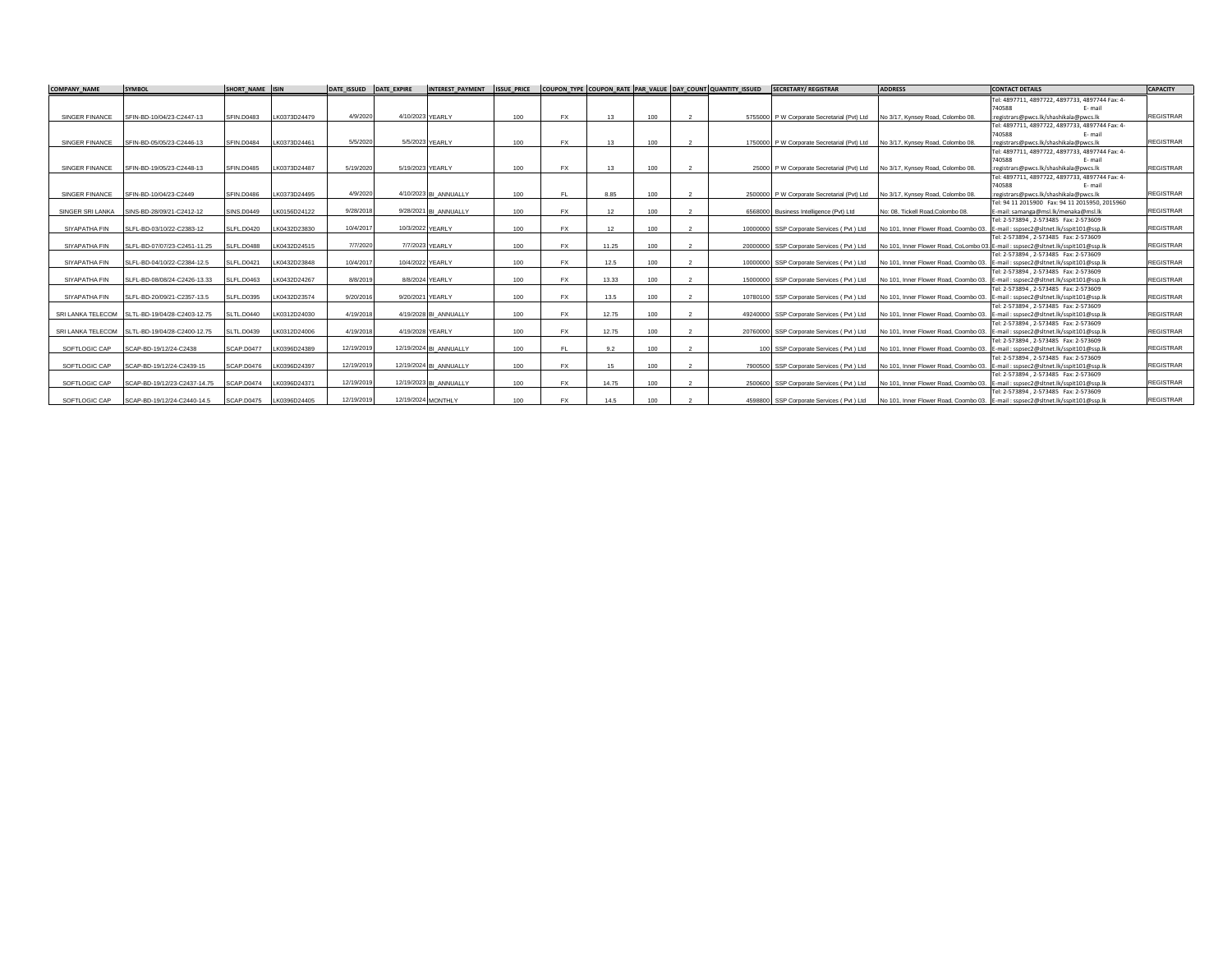| COMPANY_NAME | SYMBOL | SHORT_NAME | ISIN | DATE_ISSUED | DATE_EXPIRE | INTEREST_PAYMENT | ISSUE_PRICE | COUPON_TYPE | COUPON_RATE | PAR_VALUE | DAY_COUNT | QUANTITY_ISSUED | SECRETARY/ REGISTRAR | ADDRESS | CONTACT DETAILS | CAPACITY |
|---|---|---|---|---|---|---|---|---|---|---|---|---|---|---|---|---|
| SINGER FINANCE | SFIN-BD-10/04/23-C2447-13 | SFIN.D0483 | LK0373D24479 | 4/9/2020 | 4/10/2023 | YEARLY | 100 | FX | 13 | 100 | 2 | 5755000 | P W Corporate Secretarial (Pvt) Ltd | No 3/17, Kynsey Road, Colombo 08. | Tel: 4897711, 4897722, 4897733, 4897744 Fax: 4-740588 E- mail :registrars@pwcs.lk/shashikala@pwcs.lk | REGISTRAR |
| SINGER FINANCE | SFIN-BD-05/05/23-C2446-13 | SFIN.D0484 | LK0373D24461 | 5/5/2020 | 5/5/2023 | YEARLY | 100 | FX | 13 | 100 | 2 | 1750000 | P W Corporate Secretarial (Pvt) Ltd | No 3/17, Kynsey Road, Colombo 08. | Tel: 4897711, 4897722, 4897733, 4897744 Fax: 4-740588 E- mail :registrars@pwcs.lk/shashikala@pwcs.lk | REGISTRAR |
| SINGER FINANCE | SFIN-BD-19/05/23-C2448-13 | SFIN.D0485 | LK0373D24487 | 5/19/2020 | 5/19/2023 | YEARLY | 100 | FX | 13 | 100 | 2 | 25000 | P W Corporate Secretarial (Pvt) Ltd | No 3/17, Kynsey Road, Colombo 08. | Tel: 4897711, 4897722, 4897733, 4897744 Fax: 4-740588 E- mail :registrars@pwcs.lk/shashikala@pwcs.lk | REGISTRAR |
| SINGER FINANCE | SFIN-BD-10/04/23-C2449 | SFIN.D0486 | LK0373D24495 | 4/9/2020 | 4/10/2023 | BI_ANNUALLY | 100 | FL | 8.85 | 100 | 2 | 2500000 | P W Corporate Secretarial (Pvt) Ltd | No 3/17, Kynsey Road, Colombo 08. | Tel: 4897711, 4897722, 4897733, 4897744 Fax: 4-740588 E- mail :registrars@pwcs.lk/shashikala@pwcs.lk | REGISTRAR |
| SINGER SRI LANKA | SINS-BD-28/09/21-C2412-12 | SINS.D0449 | LK0156D24122 | 9/28/2018 | 9/28/2021 | BI_ANNUALLY | 100 | FX | 12 | 100 | 2 | 6568000 | Business Intelligence (Pvt) Ltd | No: 08, Tickell Road,Colombo 08. | Tel: 94 11 2015900 Fax: 94 11 2015950, 2015960 E-mail: samanga@msl.lk/menaka@msl.lk | REGISTRAR |
| SIYAPATHA FIN | SLFL-BD-03/10/22-C2383-12 | SLFL.D0420 | LK0432D23830 | 10/4/2017 | 10/3/2022 | YEARLY | 100 | FX | 12 | 100 | 2 | 10000000 | SSP Corporate Services ( Pvt ) Ltd | No 101, Inner Flower Road, Coombo 03. | Tel: 2-573894 , 2-573485 Fax: 2-573609 E-mail : sspsec2@sltnet.lk/sspit101@ssp.lk | REGISTRAR |
| SIYAPATHA FIN | SLFL-BD-07/07/23-C2451-11.25 | SLFL.D0488 | LK0432D24515 | 7/7/2020 | 7/7/2023 | YEARLY | 100 | FX | 11.25 | 100 | 2 | 20000000 | SSP Corporate Services ( Pvt ) Ltd | No 101, Inner Flower Road, CoLombo 03. | Tel: 2-573894 , 2-573485 Fax: 2-573609 E-mail : sspsec2@sltnet.lk/sspit101@ssp.lk | REGISTRAR |
| SIYAPATHA FIN | SLFL-BD-04/10/22-C2384-12.5 | SLFL.D0421 | LK0432D23848 | 10/4/2017 | 10/4/2022 | YEARLY | 100 | FX | 12.5 | 100 | 2 | 10000000 | SSP Corporate Services ( Pvt ) Ltd | No 101, Inner Flower Road, Coombo 03. | Tel: 2-573894 , 2-573485 Fax: 2-573609 E-mail : sspsec2@sltnet.lk/sspit101@ssp.lk | REGISTRAR |
| SIYAPATHA FIN | SLFL-BD-08/08/24-C2426-13.33 | SLFL.D0463 | LK0432D24267 | 8/8/2019 | 8/8/2024 | YEARLY | 100 | FX | 13.33 | 100 | 2 | 15000000 | SSP Corporate Services ( Pvt ) Ltd | No 101, Inner Flower Road, Coombo 03. | Tel: 2-573894 , 2-573485 Fax: 2-573609 E-mail : sspsec2@sltnet.lk/sspit101@ssp.lk | REGISTRAR |
| SIYAPATHA FIN | SLFL-BD-20/09/21-C2357-13.5 | SLFL.D0395 | LK0432D23574 | 9/20/2016 | 9/20/2021 | YEARLY | 100 | FX | 13.5 | 100 | 2 | 10780100 | SSP Corporate Services ( Pvt ) Ltd | No 101, Inner Flower Road, Coombo 03. | Tel: 2-573894 , 2-573485 Fax: 2-573609 E-mail : sspsec2@sltnet.lk/sspit101@ssp.lk | REGISTRAR |
| SRI LANKA TELECOM | SLTL-BD-19/04/28-C2403-12.75 | SLTL.D0440 | LK0312D24030 | 4/19/2018 | 4/19/2028 | BI_ANNUALLY | 100 | FX | 12.75 | 100 | 2 | 49240000 | SSP Corporate Services ( Pvt ) Ltd | No 101, Inner Flower Road, Coombo 03. | Tel: 2-573894 , 2-573485 Fax: 2-573609 E-mail : sspsec2@sltnet.lk/sspit101@ssp.lk | REGISTRAR |
| SRI LANKA TELECOM | SLTL-BD-19/04/28-C2400-12.75 | SLTL.D0439 | LK0312D24006 | 4/19/2018 | 4/19/2028 | YEARLY | 100 | FX | 12.75 | 100 | 2 | 20760000 | SSP Corporate Services ( Pvt ) Ltd | No 101, Inner Flower Road, Coombo 03. | Tel: 2-573894 , 2-573485 Fax: 2-573609 E-mail : sspsec2@sltnet.lk/sspit101@ssp.lk | REGISTRAR |
| SOFTLOGIC CAP | SCAP-BD-19/12/24-C2438 | SCAP.D0477 | LK0396D24389 | 12/19/2019 | 12/19/2024 | BI_ANNUALLY | 100 | FL | 9.2 | 100 | 2 | 100 | SSP Corporate Services ( Pvt ) Ltd | No 101, Inner Flower Road, Coombo 03. | Tel: 2-573894 , 2-573485 Fax: 2-573609 E-mail : sspsec2@sltnet.lk/sspit101@ssp.lk | REGISTRAR |
| SOFTLOGIC CAP | SCAP-BD-19/12/24-C2439-15 | SCAP.D0476 | LK0396D24397 | 12/19/2019 | 12/19/2024 | BI_ANNUALLY | 100 | FX | 15 | 100 | 2 | 7900500 | SSP Corporate Services ( Pvt ) Ltd | No 101, Inner Flower Road, Coombo 03. | Tel: 2-573894 , 2-573485 Fax: 2-573609 E-mail : sspsec2@sltnet.lk/sspit101@ssp.lk | REGISTRAR |
| SOFTLOGIC CAP | SCAP-BD-19/12/23-C2437-14.75 | SCAP.D0474 | LK0396D24371 | 12/19/2019 | 12/19/2023 | BI_ANNUALLY | 100 | FX | 14.75 | 100 | 2 | 2500600 | SSP Corporate Services ( Pvt ) Ltd | No 101, Inner Flower Road, Coombo 03. | Tel: 2-573894 , 2-573485 Fax: 2-573609 E-mail : sspsec2@sltnet.lk/sspit101@ssp.lk | REGISTRAR |
| SOFTLOGIC CAP | SCAP-BD-19/12/24-C2440-14.5 | SCAP.D0475 | LK0396D24405 | 12/19/2019 | 12/19/2024 | MONTHLY | 100 | FX | 14.5 | 100 | 2 | 4598800 | SSP Corporate Services ( Pvt ) Ltd | No 101, Inner Flower Road, Coombo 03. | Tel: 2-573894 , 2-573485 Fax: 2-573609 E-mail : sspsec2@sltnet.lk/sspit101@ssp.lk | REGISTRAR |